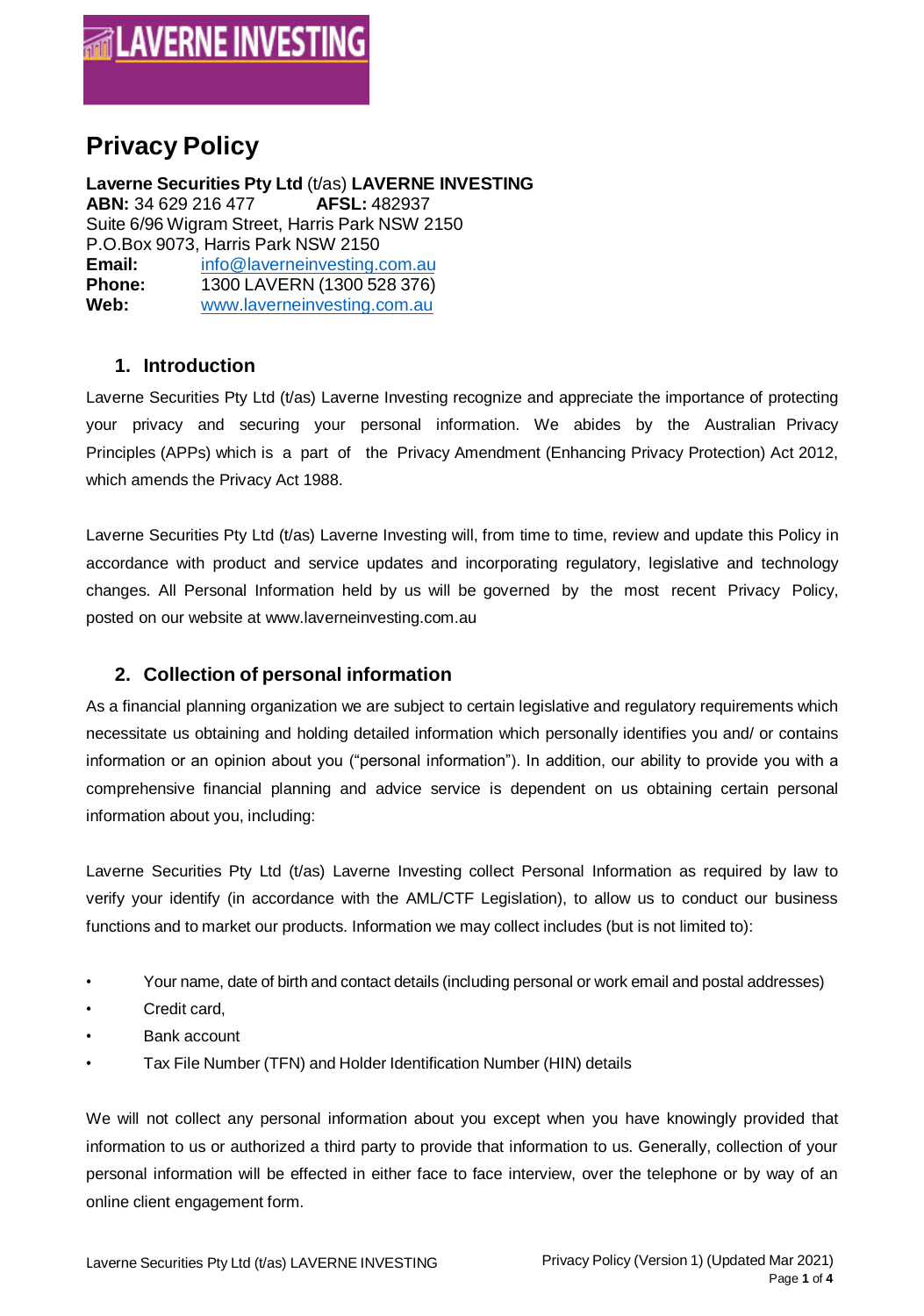LAVERNE INVESTING

# Privacy Policy

**Laverne Securities Pty Ltd** (t/as) **LAVERNE INVESTING**
**ABN:** 34 629 216 477 **AFSL:** 482937
Suite 6/96 Wigram Street, Harris Park NSW 2150
P.O.Box 9073, Harris Park NSW 2150
**Email:** info@laverneinvesting.com.au
**Phone:** 1300 LAVERN (1300 528 376)
**Web:** www.laverneinvesting.com.au

## 1. Introduction

Laverne Securities Pty Ltd (t/as) Laverne Investing recognize and appreciate the importance of protecting your privacy and securing your personal information. We abides by the Australian Privacy Principles (APPs) which is a part of the Privacy Amendment (Enhancing Privacy Protection) Act 2012, which amends the Privacy Act 1988.

Laverne Securities Pty Ltd (t/as) Laverne Investing will, from time to time, review and update this Policy in accordance with product and service updates and incorporating regulatory, legislative and technology changes. All Personal Information held by us will be governed by the most recent Privacy Policy, posted on our website at www.laverneinvesting.com.au

## 2. Collection of personal information

As a financial planning organization we are subject to certain legislative and regulatory requirements which necessitate us obtaining and holding detailed information which personally identifies you and/ or contains information or an opinion about you ("personal information"). In addition, our ability to provide you with a comprehensive financial planning and advice service is dependent on us obtaining certain personal information about you, including:

Laverne Securities Pty Ltd (t/as) Laverne Investing collect Personal Information as required by law to verify your identify (in accordance with the AML/CTF Legislation), to allow us to conduct our business functions and to market our products. Information we may collect includes (but is not limited to):

- Your name, date of birth and contact details (including personal or work email and postal addresses)
- Credit card,
- Bank account
- Tax File Number (TFN) and Holder Identification Number (HIN) details

We will not collect any personal information about you except when you have knowingly provided that information to us or authorized a third party to provide that information to us. Generally, collection of your personal information will be effected in either face to face interview, over the telephone or by way of an online client engagement form.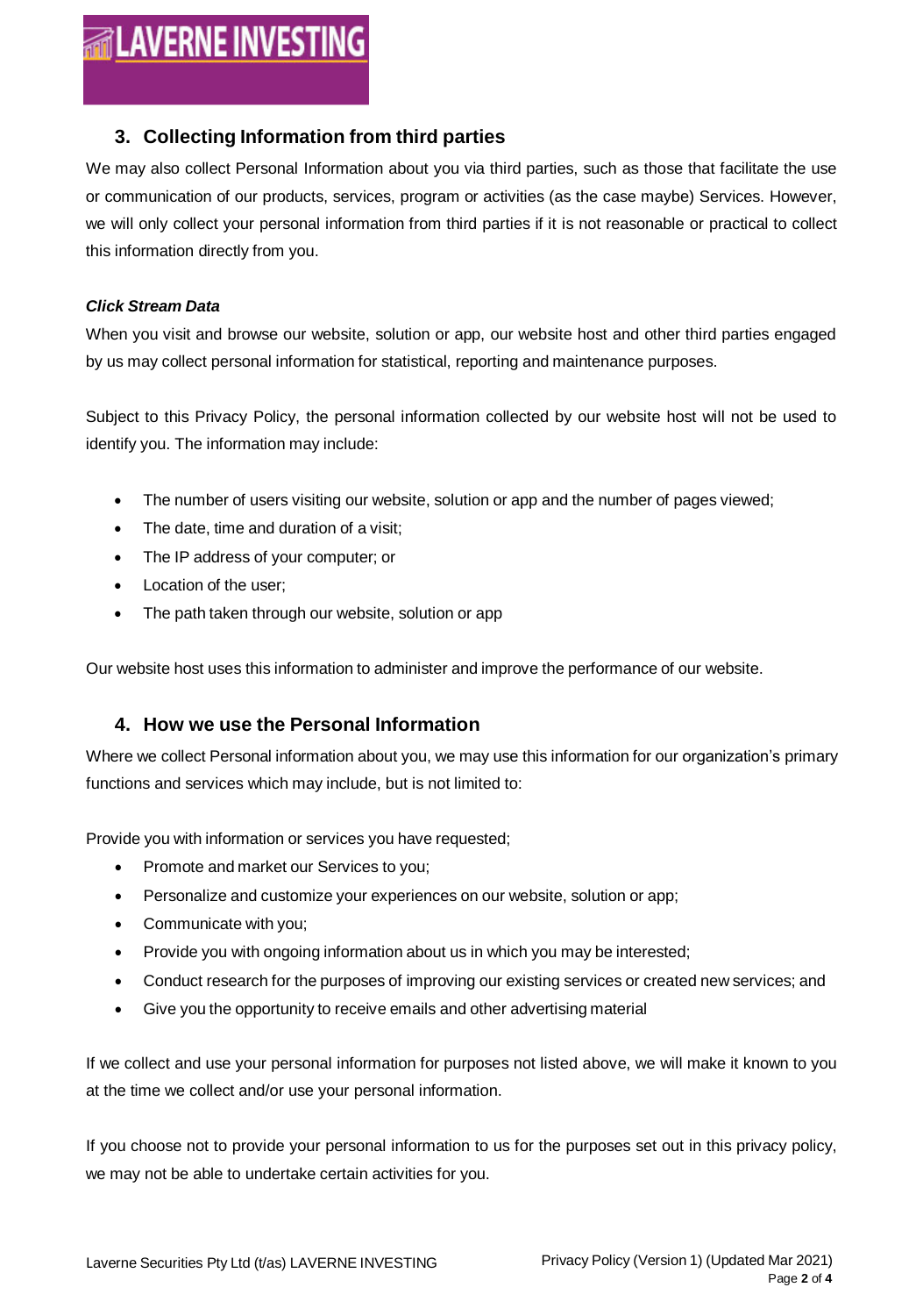## 3. Collecting Information from third parties

We may also collect Personal Information about you via third parties, such as those that facilitate the use or communication of our products, services, program or activities (as the case maybe) Services. However, we will only collect your personal information from third parties if it is not reasonable or practical to collect this information directly from you.

***Click Stream Data***

When you visit and browse our website, solution or app, our website host and other third parties engaged by us may collect personal information for statistical, reporting and maintenance purposes.

Subject to this Privacy Policy, the personal information collected by our website host will not be used to identify you. The information may include:

- The number of users visiting our website, solution or app and the number of pages viewed;
- The date, time and duration of a visit;
- The IP address of your computer; or
- Location of the user;
- The path taken through our website, solution or app

Our website host uses this information to administer and improve the performance of our website.

## 4. How we use the Personal Information

Where we collect Personal information about you, we may use this information for our organization's primary functions and services which may include, but is not limited to:

Provide you with information or services you have requested;

- Promote and market our Services to you;
- Personalize and customize your experiences on our website, solution or app;
- Communicate with you;
- Provide you with ongoing information about us in which you may be interested;
- Conduct research for the purposes of improving our existing services or created new services; and
- Give you the opportunity to receive emails and other advertising material

If we collect and use your personal information for purposes not listed above, we will make it known to you at the time we collect and/or use your personal information.

If you choose not to provide your personal information to us for the purposes set out in this privacy policy, we may not be able to undertake certain activities for you.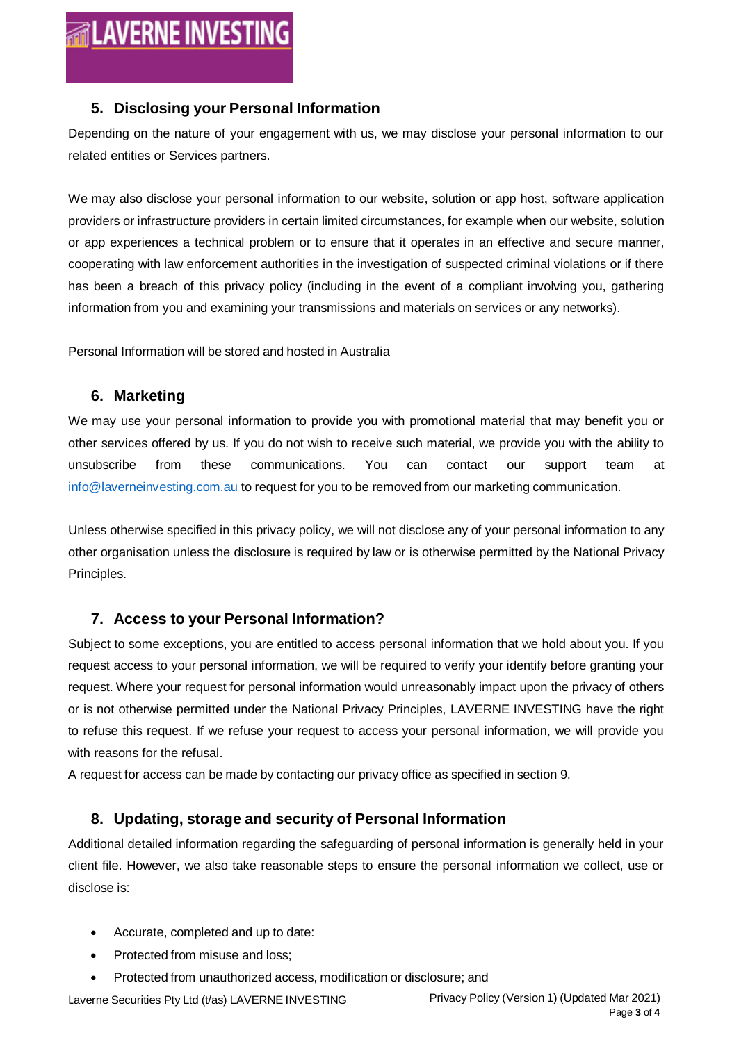## 5. Disclosing your Personal Information

Depending on the nature of your engagement with us, we may disclose your personal information to our related entities or Services partners.

We may also disclose your personal information to our website, solution or app host, software application providers or infrastructure providers in certain limited circumstances, for example when our website, solution or app experiences a technical problem or to ensure that it operates in an effective and secure manner, cooperating with law enforcement authorities in the investigation of suspected criminal violations or if there has been a breach of this privacy policy (including in the event of a compliant involving you, gathering information from you and examining your transmissions and materials on services or any networks).

Personal Information will be stored and hosted in Australia

## 6. Marketing

We may use your personal information to provide you with promotional material that may benefit you or other services offered by us. If you do not wish to receive such material, we provide you with the ability to unsubscribe from these communications. You can contact our support team at info@laverneinvesting.com.au to request for you to be removed from our marketing communication.

Unless otherwise specified in this privacy policy, we will not disclose any of your personal information to any other organisation unless the disclosure is required by law or is otherwise permitted by the National Privacy Principles.

## 7. Access to your Personal Information?

Subject to some exceptions, you are entitled to access personal information that we hold about you. If you request access to your personal information, we will be required to verify your identify before granting your request. Where your request for personal information would unreasonably impact upon the privacy of others or is not otherwise permitted under the National Privacy Principles, LAVERNE INVESTING have the right to refuse this request. If we refuse your request to access your personal information, we will provide you with reasons for the refusal.

A request for access can be made by contacting our privacy office as specified in section 9.

## 8. Updating, storage and security of Personal Information

Additional detailed information regarding the safeguarding of personal information is generally held in your client file. However, we also take reasonable steps to ensure the personal information we collect, use or disclose is:

- Accurate, completed and up to date:
- Protected from misuse and loss;
- Protected from unauthorized access, modification or disclosure; and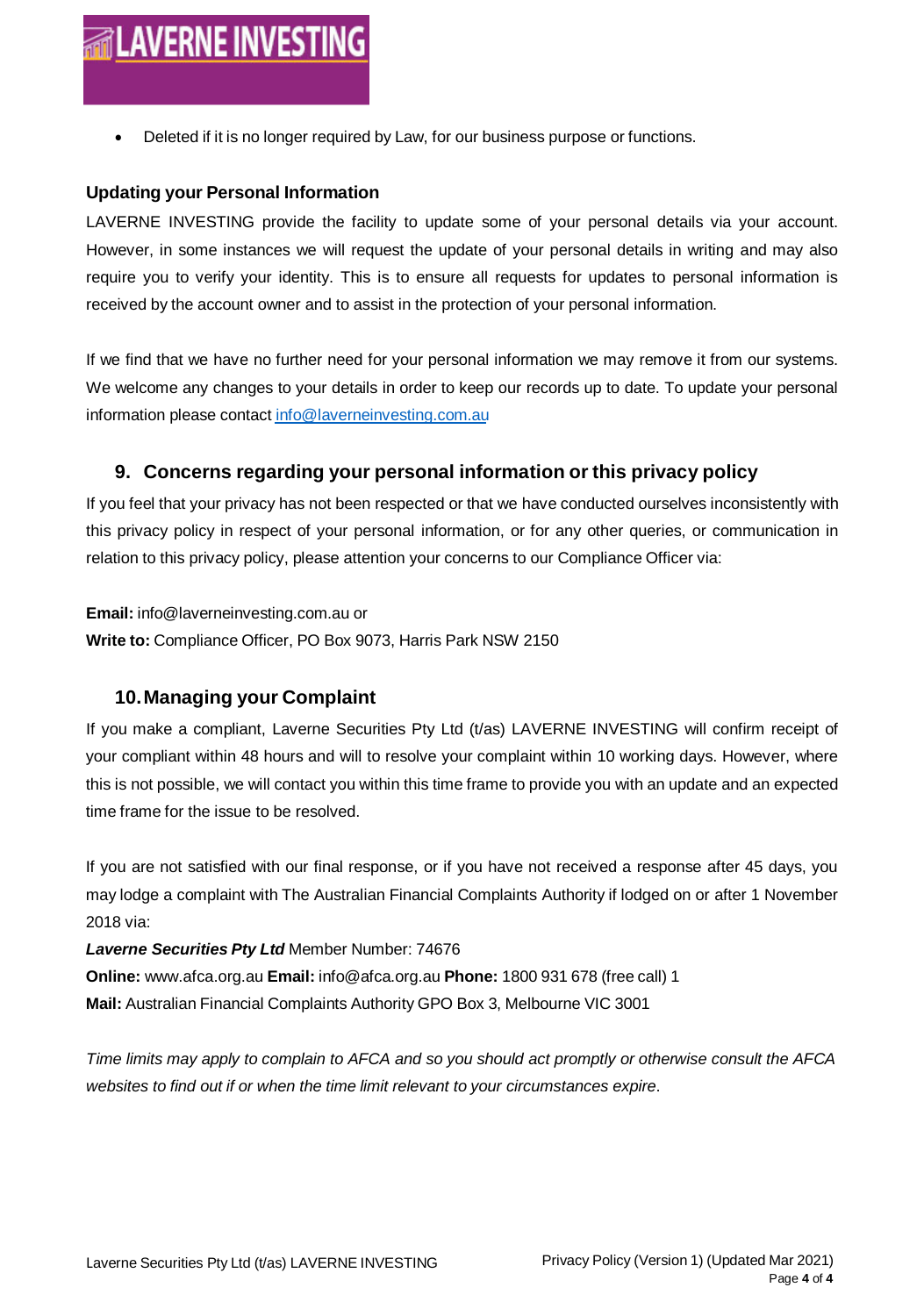- Deleted if it is no longer required by Law, for our business purpose or functions.

### Updating your Personal Information

LAVERNE INVESTING provide the facility to update some of your personal details via your account. However, in some instances we will request the update of your personal details in writing and may also require you to verify your identity. This is to ensure all requests for updates to personal information is received by the account owner and to assist in the protection of your personal information.

If we find that we have no further need for your personal information we may remove it from our systems. We welcome any changes to your details in order to keep our records up to date. To update your personal information please contact info@laverneinvesting.com.au

## 9. Concerns regarding your personal information or this privacy policy

If you feel that your privacy has not been respected or that we have conducted ourselves inconsistently with this privacy policy in respect of your personal information, or for any other queries, or communication in relation to this privacy policy, please attention your concerns to our Compliance Officer via:

**Email:** info@laverneinvesting.com.au or
**Write to:** Compliance Officer, PO Box 9073, Harris Park NSW 2150

## 10. Managing your Complaint

If you make a compliant, Laverne Securities Pty Ltd (t/as) LAVERNE INVESTING will confirm receipt of your compliant within 48 hours and will to resolve your complaint within 10 working days. However, where this is not possible, we will contact you within this time frame to provide you with an update and an expected time frame for the issue to be resolved.

If you are not satisfied with our final response, or if you have not received a response after 45 days, you may lodge a complaint with The Australian Financial Complaints Authority if lodged on or after 1 November 2018 via:

***Laverne Securities Pty Ltd*** Member Number: 74676
**Online:** www.afca.org.au **Email:** info@afca.org.au **Phone:** 1800 931 678 (free call) 1
**Mail:** Australian Financial Complaints Authority GPO Box 3, Melbourne VIC 3001

*Time limits may apply to complain to AFCA and so you should act promptly or otherwise consult the AFCA websites to find out if or when the time limit relevant to your circumstances expire*.